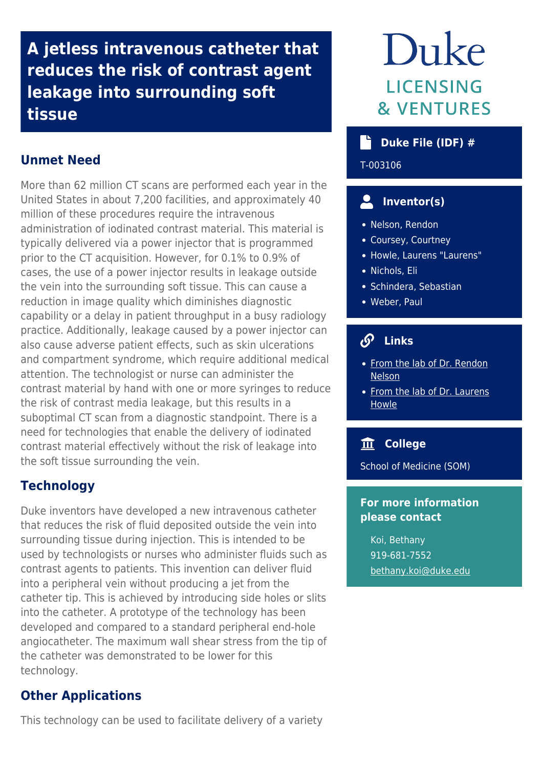# A jetless intravenous catheter that reduces the risk of contrast agent leakage into surrounding soft tissue

## Unmet Need

More than 62 million CT scans are performed each year in the United States in about 7,200 facilities, and approximately 40 million of these procedures require the intravenous administration of iodinated contrast material. This material is typically delivered via a power injector that is programmed prior to the CT acquisition. However, for 0.1% to 0.9% of cases, the use of a power injector results in leakage outside the vein into the surrounding soft tissue. This can cause a reduction in image quality which diminishes diagnostic capability or a delay in patient throughput in a busy radiology practice. Additionally, leakage caused by a power injector can also cause adverse patient effects, such as skin ulcerations and compartment syndrome, which require additional medical attention. The technologist or nurse can administer the contrast material by hand with one or more syringes to reduce the risk of contrast media leakage, but this results in a suboptimal CT scan from a diagnostic standpoint. There is a need for technologies that enable the delivery of iodinated contrast material effectively without the risk of leakage into the soft tissue surrounding the vein.

## Technology

Duke inventors have developed a new intravenous catheter that reduces the risk of fluid deposited outside the vein into surrounding tissue during injection. This is intended to be used by technologists or nurses who administer fluids such as contrast agents to patients. This invention can deliver fluid into a peripheral vein without producing a jet from the catheter tip. This is achieved by introducing side holes or slits into the catheter. A prototype of the technology has been developed and compared to a standard peripheral end-hole angiocatheter. The maximum wall shear stress from the tip of the catheter was demonstrated to be lower for this technology.

## Other Applications

This technology can be used to facilitate delivery of a variety

Duke LICENSING & VENTURES

### Duke File (IDF) #

T-003106

### Inventor(s)

- Nelson, Rendon
- Coursey, Courtney
- Howle, Laurens "Laurens"
- Nichols, Eli
- Schindera, Sebastian
- Weber, Paul

### Links

- From the lab of Dr. Rendon Nelson
- From the lab of Dr. Laurens Howle

### College

School of Medicine (SOM)

### For more information please contact

Koi, Bethany
919-681-7552
bethany.koi@duke.edu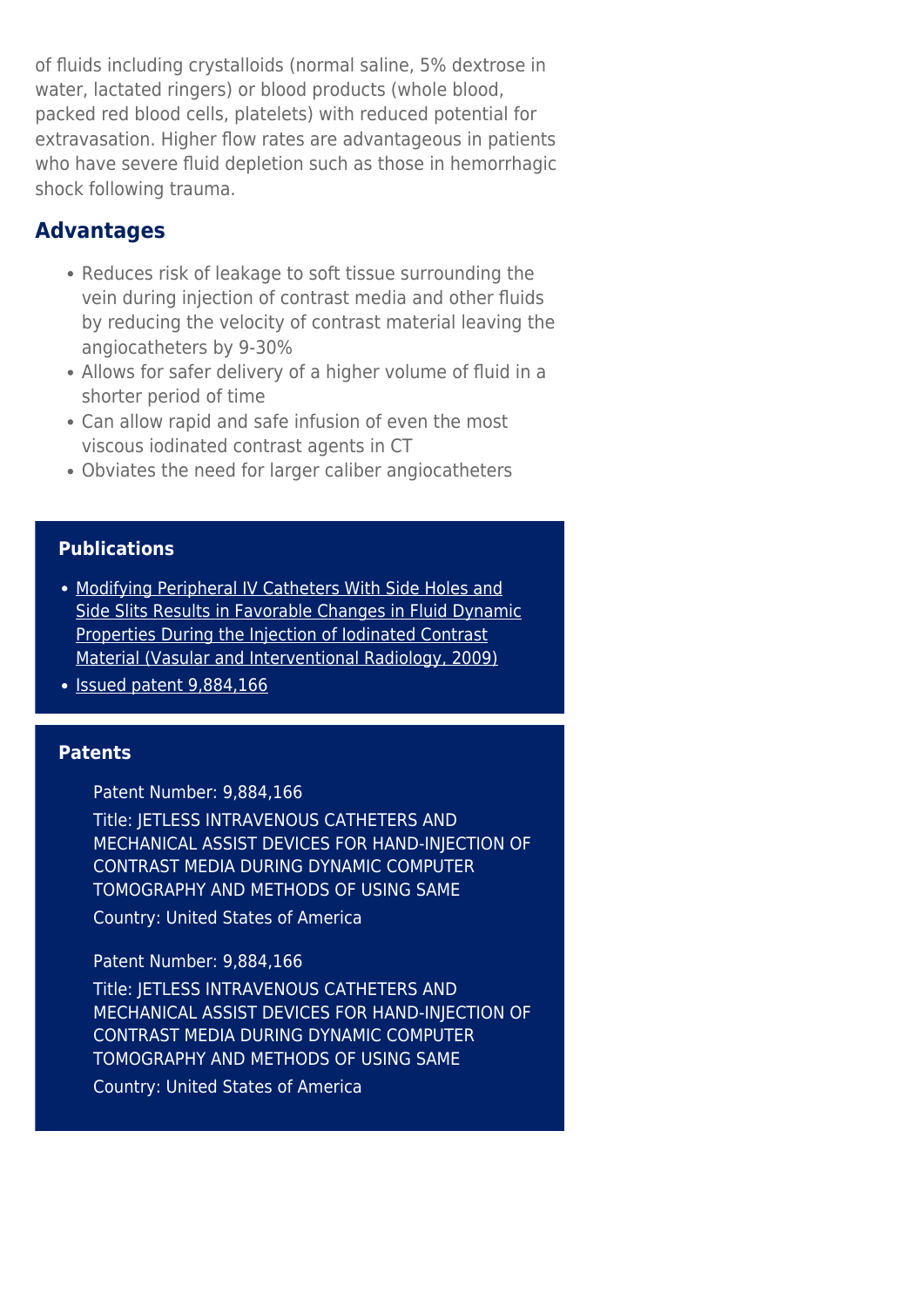of fluids including crystalloids (normal saline, 5% dextrose in water, lactated ringers) or blood products (whole blood, packed red blood cells, platelets) with reduced potential for extravasation. Higher flow rates are advantageous in patients who have severe fluid depletion such as those in hemorrhagic shock following trauma.

## Advantages

- Reduces risk of leakage to soft tissue surrounding the vein during injection of contrast media and other fluids by reducing the velocity of contrast material leaving the angiocatheters by 9-30%
- Allows for safer delivery of a higher volume of fluid in a shorter period of time
- Can allow rapid and safe infusion of even the most viscous iodinated contrast agents in CT
- Obviates the need for larger caliber angiocatheters

### Publications

- Modifying Peripheral IV Catheters With Side Holes and Side Slits Results in Favorable Changes in Fluid Dynamic Properties During the Injection of Iodinated Contrast Material (Vasular and Interventional Radiology, 2009)
- Issued patent 9,884,166

### Patents

Patent Number: 9,884,166

Title: JETLESS INTRAVENOUS CATHETERS AND MECHANICAL ASSIST DEVICES FOR HAND-INJECTION OF CONTRAST MEDIA DURING DYNAMIC COMPUTER TOMOGRAPHY AND METHODS OF USING SAME

Country: United States of America

Patent Number: 9,884,166

Title: JETLESS INTRAVENOUS CATHETERS AND MECHANICAL ASSIST DEVICES FOR HAND-INJECTION OF CONTRAST MEDIA DURING DYNAMIC COMPUTER TOMOGRAPHY AND METHODS OF USING SAME

Country: United States of America